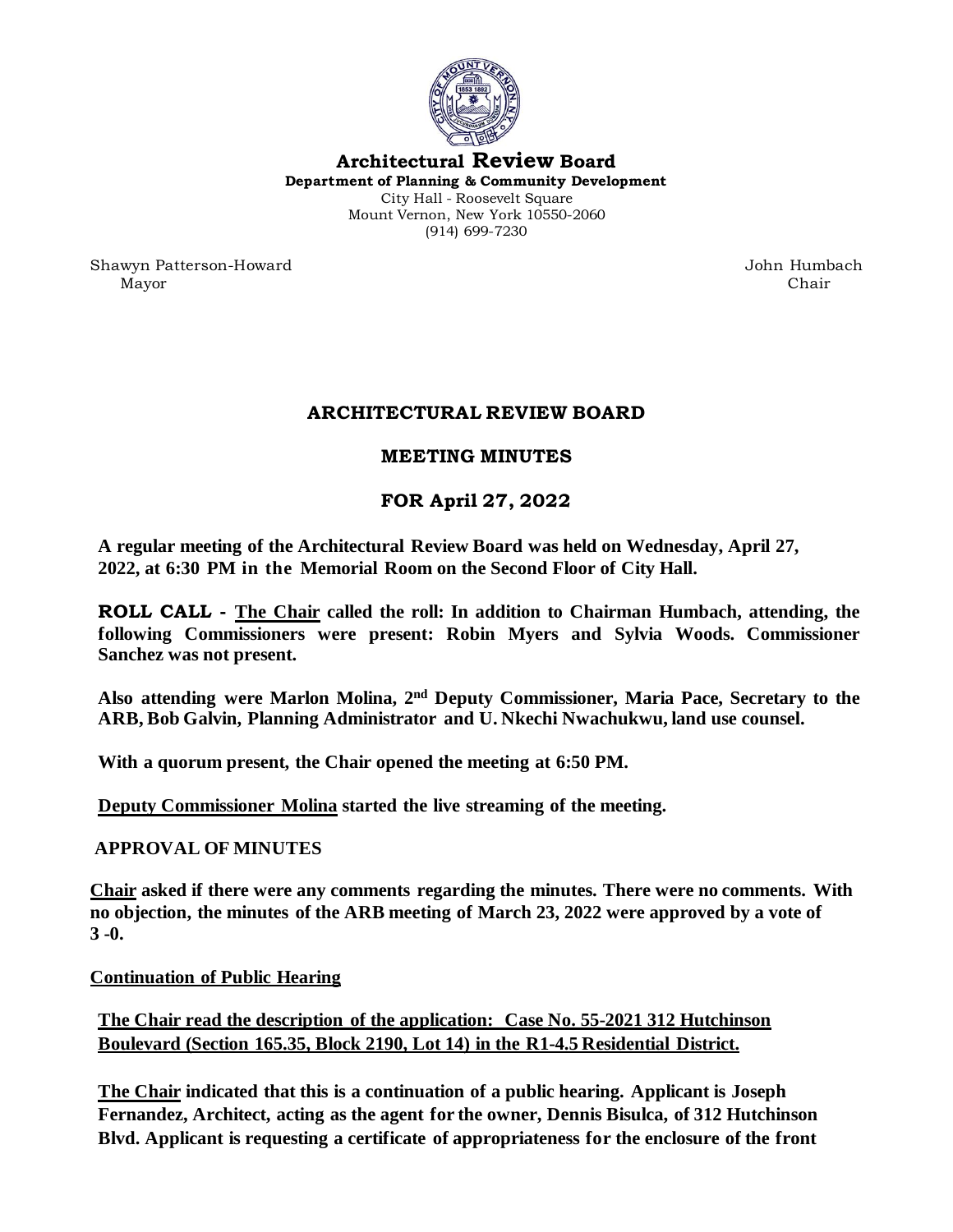**Architectural Review Board**
**Department of Planning & Community Development**
City Hall - Roosevelt Square
Mount Vernon, New York 10550-2060
(914) 699-7230

Shawyn Patterson-Howard
Mayor

John Humbach
Chair

# ARCHITECTURAL REVIEW BOARD

## MEETING MINUTES

## FOR April 27, 2022

**A regular meeting of the Architectural Review Board was held on Wednesday, April 27, 2022, at 6:30 PM in the Memorial Room on the Second Floor of City Hall.**

**ROLL CALL - The Chair called the roll: In addition to Chairman Humbach, attending, the following Commissioners were present: Robin Myers and Sylvia Woods. Commissioner Sanchez was not present.**

**Also attending were Marlon Molina, 2nd Deputy Commissioner, Maria Pace, Secretary to the ARB, Bob Galvin, Planning Administrator and U. Nkechi Nwachukwu, land use counsel.**

**With a quorum present, the Chair opened the meeting at 6:50 PM.**

**Deputy Commissioner Molina started the live streaming of the meeting.**

**APPROVAL OF MINUTES**

**Chair asked if there were any comments regarding the minutes. There were no comments. With no objection, the minutes of the ARB meeting of March 23, 2022 were approved by a vote of 3 -0.**

**Continuation of Public Hearing**

**The Chair read the description of the application: Case No. 55-2021 312 Hutchinson Boulevard (Section 165.35, Block 2190, Lot 14) in the R1-4.5 Residential District.**

**The Chair indicated that this is a continuation of a public hearing. Applicant is Joseph Fernandez, Architect, acting as the agent for the owner, Dennis Bisulca, of 312 Hutchinson Blvd. Applicant is requesting a certificate of appropriateness for the enclosure of the front**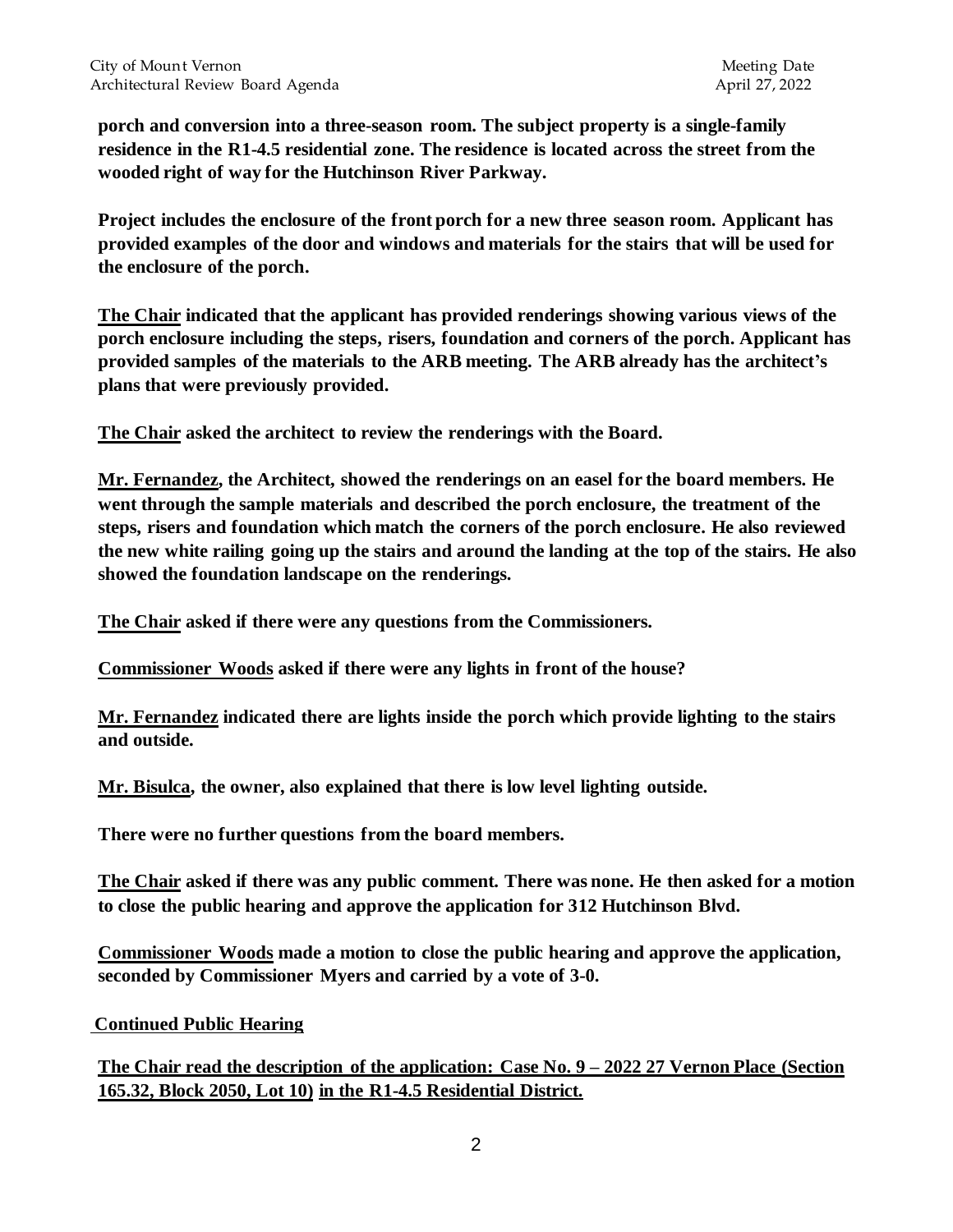**porch and conversion into a three-season room. The subject property is a single-family residence in the R1-4.5 residential zone. The residence is located across the street from the wooded right of way for the Hutchinson River Parkway.**

**Project includes the enclosure of the front porch for a new three season room. Applicant has provided examples of the door and windows and materials for the stairs that will be used for the enclosure of the porch.**

**<u>The Chair</u> indicated that the applicant has provided renderings showing various views of the porch enclosure including the steps, risers, foundation and corners of the porch. Applicant has provided samples of the materials to the ARB meeting. The ARB already has the architect's plans that were previously provided.**

**<u>The Chair</u> asked the architect to review the renderings with the Board.**

**<u>Mr. Fernandez</u>, the Architect, showed the renderings on an easel for the board members. He went through the sample materials and described the porch enclosure, the treatment of the steps, risers and foundation which match the corners of the porch enclosure. He also reviewed the new white railing going up the stairs and around the landing at the top of the stairs. He also showed the foundation landscape on the renderings.**

**<u>The Chair</u> asked if there were any questions from the Commissioners.**

**<u>Commissioner Woods</u> asked if there were any lights in front of the house?**

**<u>Mr. Fernandez</u> indicated there are lights inside the porch which provide lighting to the stairs and outside.**

**<u>Mr. Bisulca</u>, the owner, also explained that there is low level lighting outside.**

**There were no further questions from the board members.**

**<u>The Chair</u> asked if there was any public comment. There was none. He then asked for a motion to close the public hearing and approve the application for 312 Hutchinson Blvd.**

**<u>Commissioner Woods</u> made a motion to close the public hearing and approve the application, seconded by Commissioner Myers and carried by a vote of 3-0.**

**<u>Continued Public Hearing</u>**

**<u>The Chair read the description of the application: Case No. 9 – 2022 27 Vernon Place (Section 165.32, Block 2050, Lot 10) in the R1-4.5 Residential District.</u>**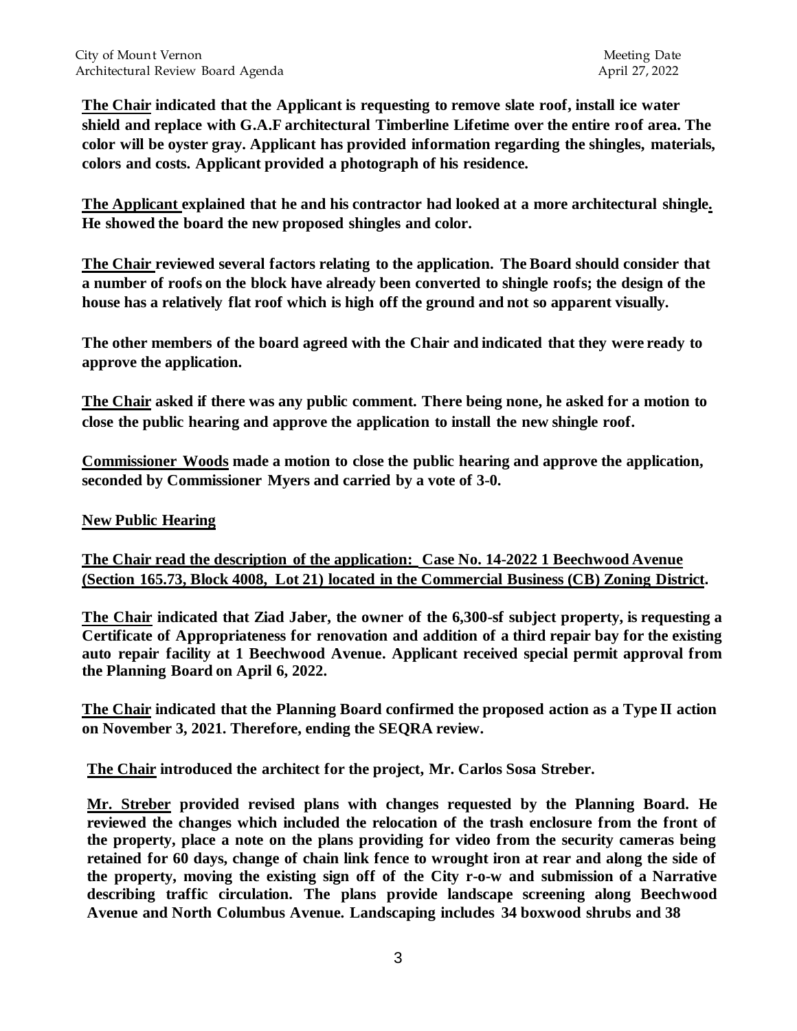**The Chair indicated that the Applicant is requesting to remove slate roof, install ice water shield and replace with G.A.F architectural Timberline Lifetime over the entire roof area. The color will be oyster gray. Applicant has provided information regarding the shingles, materials, colors and costs. Applicant provided a photograph of his residence.**

**The Applicant explained that he and his contractor had looked at a more architectural shingle. He showed the board the new proposed shingles and color.**

**The Chair reviewed several factors relating to the application. The Board should consider that a number of roofs on the block have already been converted to shingle roofs; the design of the house has a relatively flat roof which is high off the ground and not so apparent visually.**

**The other members of the board agreed with the Chair and indicated that they were ready to approve the application.**

**The Chair asked if there was any public comment. There being none, he asked for a motion to close the public hearing and approve the application to install the new shingle roof.**

**Commissioner Woods made a motion to close the public hearing and approve the application, seconded by Commissioner Myers and carried by a vote of 3-0.**

**New Public Hearing**

**The Chair read the description of the application: Case No. 14-2022 1 Beechwood Avenue (Section 165.73, Block 4008, Lot 21) located in the Commercial Business (CB) Zoning District.**

**The Chair indicated that Ziad Jaber, the owner of the 6,300-sf subject property, is requesting a Certificate of Appropriateness for renovation and addition of a third repair bay for the existing auto repair facility at 1 Beechwood Avenue. Applicant received special permit approval from the Planning Board on April 6, 2022.**

**The Chair indicated that the Planning Board confirmed the proposed action as a Type II action on November 3, 2021. Therefore, ending the SEQRA review.**

**The Chair introduced the architect for the project, Mr. Carlos Sosa Streber.**

**Mr. Streber provided revised plans with changes requested by the Planning Board. He reviewed the changes which included the relocation of the trash enclosure from the front of the property, place a note on the plans providing for video from the security cameras being retained for 60 days, change of chain link fence to wrought iron at rear and along the side of the property, moving the existing sign off of the City r-o-w and submission of a Narrative describing traffic circulation. The plans provide landscape screening along Beechwood Avenue and North Columbus Avenue. Landscaping includes 34 boxwood shrubs and 38**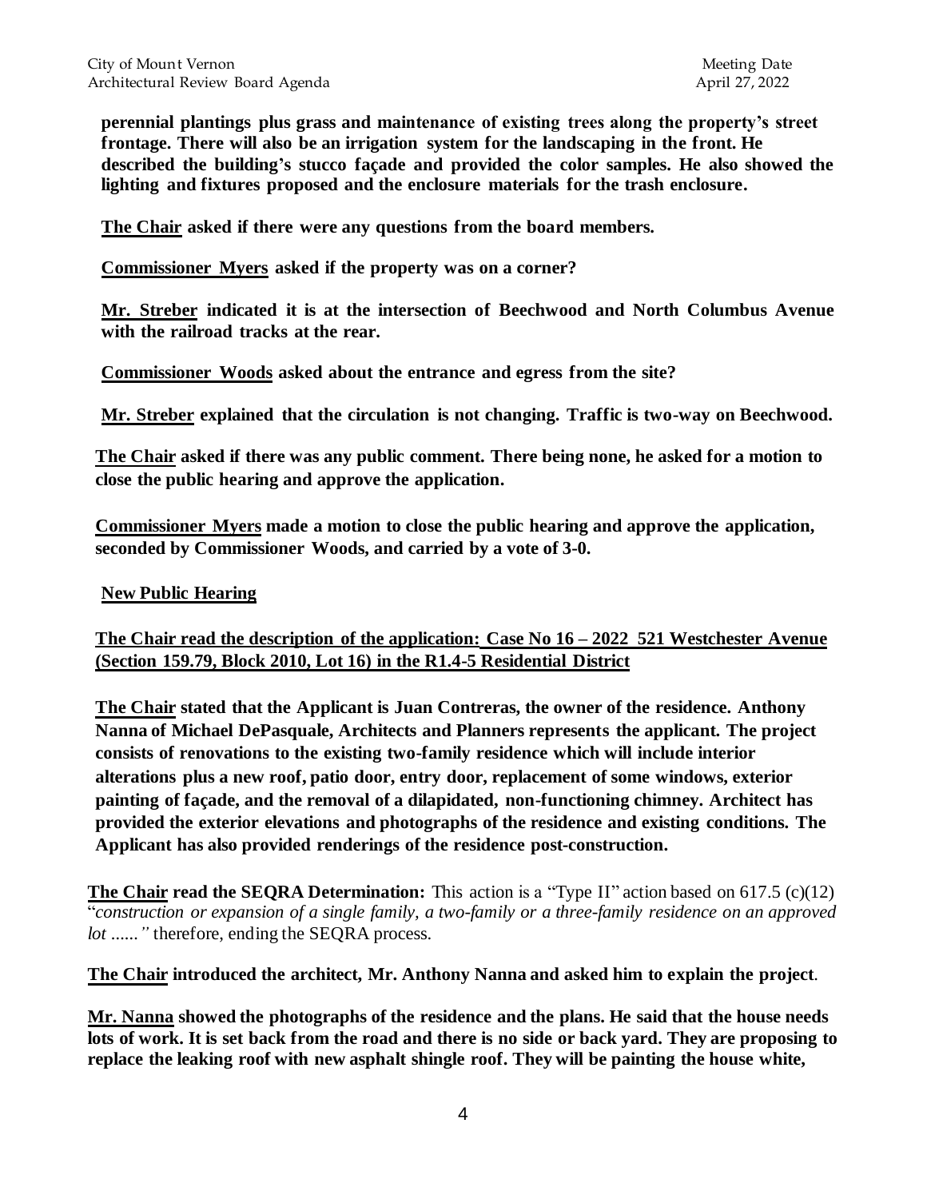**perennial plantings plus grass and maintenance of existing trees along the property's street frontage. There will also be an irrigation system for the landscaping in the front. He described the building's stucco façade and provided the color samples. He also showed the lighting and fixtures proposed and the enclosure materials for the trash enclosure.**

**<u>The Chair</u> asked if there were any questions from the board members.**

**<u>Commissioner Myers</u> asked if the property was on a corner?**

**<u>Mr. Streber</u> indicated it is at the intersection of Beechwood and North Columbus Avenue with the railroad tracks at the rear.**

**<u>Commissioner Woods</u> asked about the entrance and egress from the site?**

**<u>Mr. Streber</u> explained that the circulation is not changing. Traffic is two-way on Beechwood.**

**<u>The Chair</u> asked if there was any public comment. There being none, he asked for a motion to close the public hearing and approve the application.**

**<u>Commissioner Myers</u> made a motion to close the public hearing and approve the application, seconded by Commissioner Woods, and carried by a vote of 3-0.**

**<u>New Public Hearing</u>**

**<u>The Chair read the description of the application: Case No 16 – 2022 521 Westchester Avenue (Section 159.79, Block 2010, Lot 16) in the R1.4-5 Residential District</u>**

**<u>The Chair</u> stated that the Applicant is Juan Contreras, the owner of the residence. Anthony Nanna of Michael DePasquale, Architects and Planners represents the applicant. The project consists of renovations to the existing two-family residence which will include interior alterations plus a new roof, patio door, entry door, replacement of some windows, exterior painting of façade, and the removal of a dilapidated, non-functioning chimney. Architect has provided the exterior elevations and photographs of the residence and existing conditions. The Applicant has also provided renderings of the residence post-construction.**

**<u>The Chair</u> read the SEQRA Determination:** This action is a "Type II" action based on 617.5 (c)(12) "*construction or expansion of a single family, a two-family or a three-family residence on an approved lot ......"* therefore, ending the SEQRA process.

**<u>The Chair</u> introduced the architect, Mr. Anthony Nanna and asked him to explain the project**.

**<u>Mr. Nanna</u> showed the photographs of the residence and the plans. He said that the house needs lots of work. It is set back from the road and there is no side or back yard. They are proposing to replace the leaking roof with new asphalt shingle roof. They will be painting the house white,**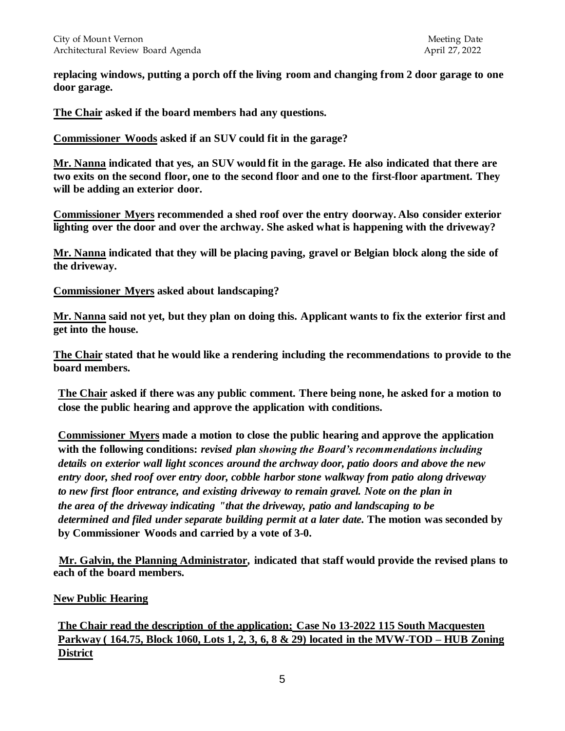**replacing windows, putting a porch off the living room and changing from 2 door garage to one door garage.**

**The Chair asked if the board members had any questions.**

**Commissioner Woods asked if an SUV could fit in the garage?**

**Mr. Nanna indicated that yes, an SUV would fit in the garage. He also indicated that there are two exits on the second floor, one to the second floor and one to the first-floor apartment. They will be adding an exterior door.**

**Commissioner Myers recommended a shed roof over the entry doorway. Also consider exterior lighting over the door and over the archway. She asked what is happening with the driveway?**

**Mr. Nanna indicated that they will be placing paving, gravel or Belgian block along the side of the driveway.**

**Commissioner Myers asked about landscaping?**

**Mr. Nanna said not yet, but they plan on doing this. Applicant wants to fix the exterior first and get into the house.**

**The Chair stated that he would like a rendering including the recommendations to provide to the board members.**

**The Chair asked if there was any public comment. There being none, he asked for a motion to close the public hearing and approve the application with conditions.**

**Commissioner Myers made a motion to close the public hearing and approve the application with the following conditions:** ***revised plan showing the Board's recommendations including details on exterior wall light sconces around the archway door, patio doors and above the new entry door, shed roof over entry door, cobble harbor stone walkway from patio along driveway to new first floor entrance, and existing driveway to remain gravel. Note on the plan in the area of the driveway indicating "that the driveway, patio and landscaping to be determined and filed under separate building permit at a later date.*** **The motion was seconded by by Commissioner Woods and carried by a vote of 3-0.**

**Mr. Galvin, the Planning Administrator, indicated that staff would provide the revised plans to each of the board members.**

**New Public Hearing**

**The Chair read the description of the application: Case No 13-2022 115 South Macquesten Parkway ( 164.75, Block 1060, Lots 1, 2, 3, 6, 8 & 29) located in the MVW-TOD – HUB Zoning District**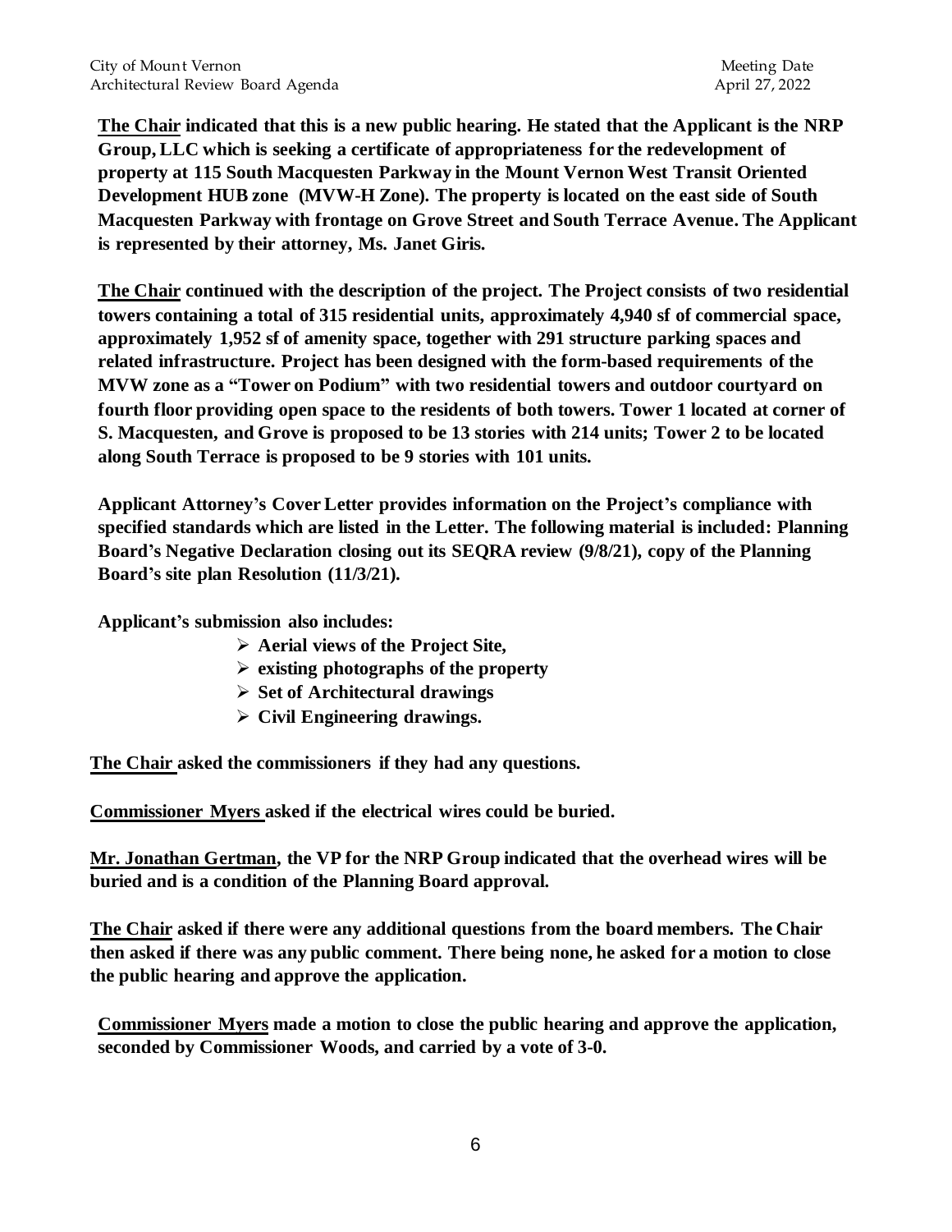**The Chair indicated that this is a new public hearing. He stated that the Applicant is the NRP Group, LLC which is seeking a certificate of appropriateness for the redevelopment of property at 115 South Macquesten Parkway in the Mount Vernon West Transit Oriented Development HUB zone (MVW-H Zone). The property is located on the east side of South Macquesten Parkway with frontage on Grove Street and South Terrace Avenue. The Applicant is represented by their attorney, Ms. Janet Giris.**

**The Chair continued with the description of the project. The Project consists of two residential towers containing a total of 315 residential units, approximately 4,940 sf of commercial space, approximately 1,952 sf of amenity space, together with 291 structure parking spaces and related infrastructure. Project has been designed with the form-based requirements of the MVW zone as a "Tower on Podium" with two residential towers and outdoor courtyard on fourth floor providing open space to the residents of both towers. Tower 1 located at corner of S. Macquesten, and Grove is proposed to be 13 stories with 214 units; Tower 2 to be located along South Terrace is proposed to be 9 stories with 101 units.**

**Applicant Attorney's Cover Letter provides information on the Project's compliance with specified standards which are listed in the Letter. The following material is included: Planning Board's Negative Declaration closing out its SEQRA review (9/8/21), copy of the Planning Board's site plan Resolution (11/3/21).**

**Applicant's submission also includes:**

- **Aerial views of the Project Site,**
- **existing photographs of the property**
- **Set of Architectural drawings**
- **Civil Engineering drawings.**

**The Chair asked the commissioners if they had any questions.**

**Commissioner Myers asked if the electrical wires could be buried.**

**Mr. Jonathan Gertman, the VP for the NRP Group indicated that the overhead wires will be buried and is a condition of the Planning Board approval.**

**The Chair asked if there were any additional questions from the board members. The Chair then asked if there was any public comment. There being none, he asked for a motion to close the public hearing and approve the application.**

**Commissioner Myers made a motion to close the public hearing and approve the application, seconded by Commissioner Woods, and carried by a vote of 3-0.**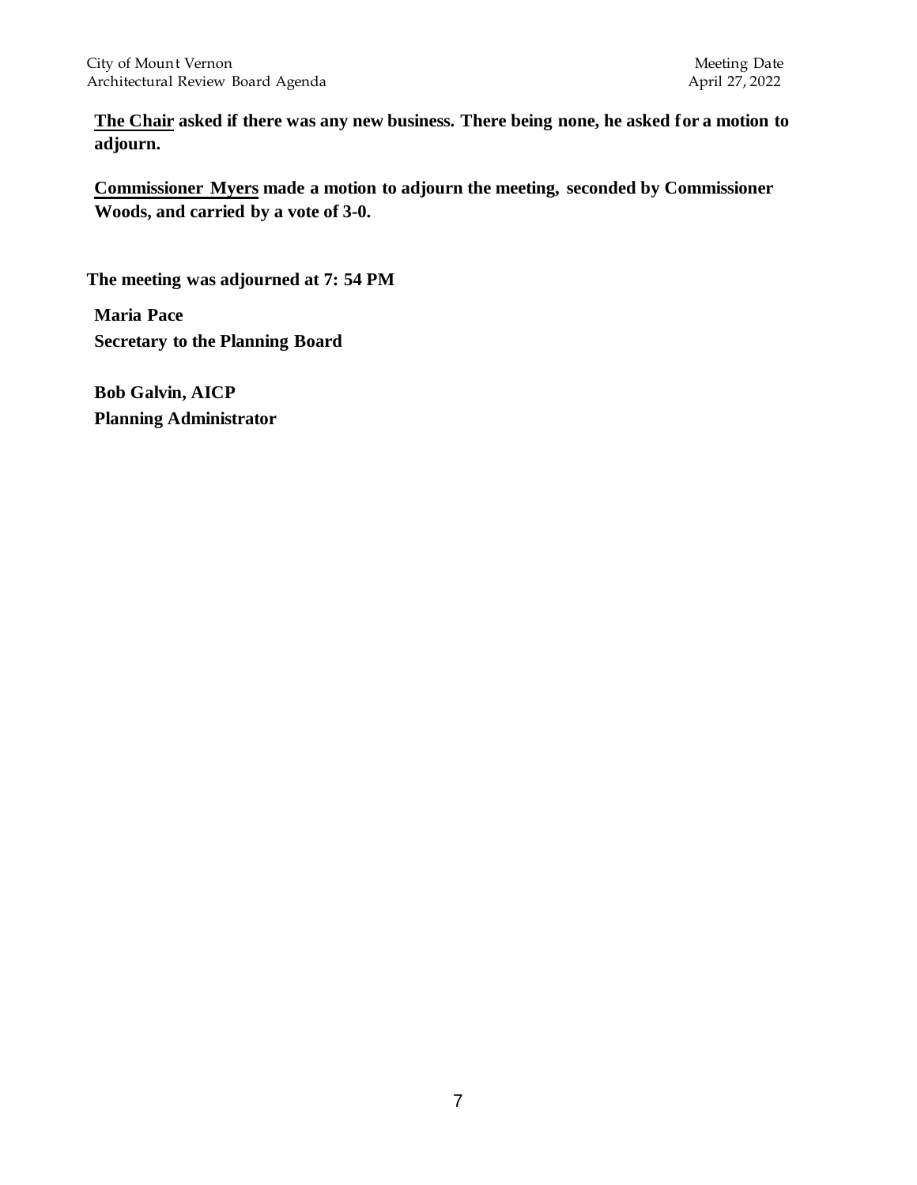**The Chair asked if there was any new business. There being none, he asked for a motion to adjourn.**

**Commissioner Myers made a motion to adjourn the meeting, seconded by Commissioner Woods, and carried by a vote of 3-0.**

**The meeting was adjourned at 7: 54 PM**

**Maria Pace**
**Secretary to the Planning Board**

**Bob Galvin, AICP**
**Planning Administrator**